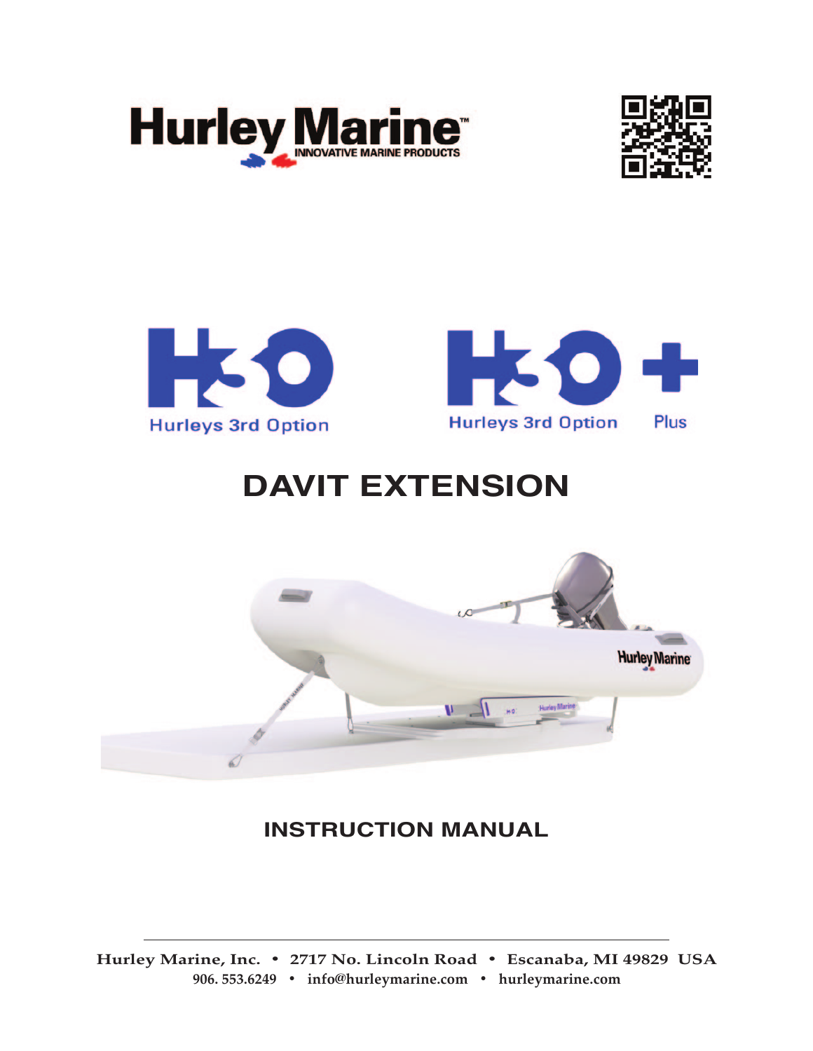Hurley Marine™
INNOVATIVE MARINE PRODUCTS

H3O
Hurleys 3rd Option

H3O +
Hurleys 3rd Option Plus

# DAVIT EXTENSION

## INSTRUCTION MANUAL

**Hurley Marine, Inc. • 2717 No. Lincoln Road • Escanaba, MI 49829 USA**
**906. 553.6249 • info@hurleymarine.com • hurleymarine.com**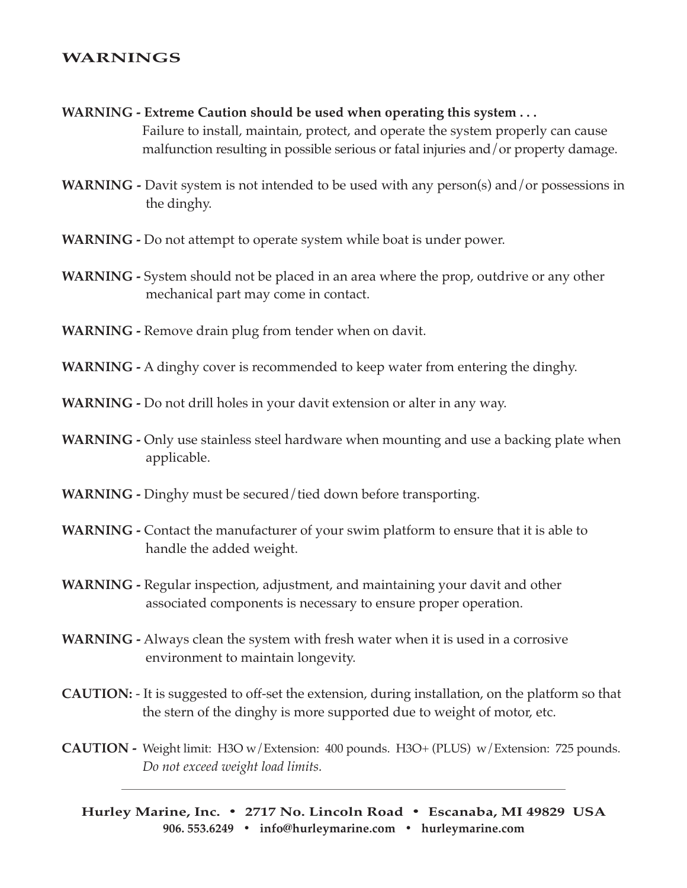## WARNINGS

**WARNING - Extreme Caution should be used when operating this system . . .**
Failure to install, maintain, protect, and operate the system properly can cause malfunction resulting in possible serious or fatal injuries and/or property damage.

**WARNING -** Davit system is not intended to be used with any person(s) and/or possessions in the dinghy.

**WARNING -** Do not attempt to operate system while boat is under power.

**WARNING -** System should not be placed in an area where the prop, outdrive or any other mechanical part may come in contact.

**WARNING -** Remove drain plug from tender when on davit.

**WARNING -** A dinghy cover is recommended to keep water from entering the dinghy.

**WARNING -** Do not drill holes in your davit extension or alter in any way.

**WARNING -** Only use stainless steel hardware when mounting and use a backing plate when applicable.

**WARNING -** Dinghy must be secured/tied down before transporting.

**WARNING -** Contact the manufacturer of your swim platform to ensure that it is able to handle the added weight.

**WARNING -** Regular inspection, adjustment, and maintaining your davit and other associated components is necessary to ensure proper operation.

**WARNING -** Always clean the system with fresh water when it is used in a corrosive environment to maintain longevity.

**CAUTION:** - It is suggested to off-set the extension, during installation, on the platform so that the stern of the dinghy is more supported due to weight of motor, etc.

**CAUTION -** Weight limit: H3O w/Extension: 400 pounds. H3O+ (PLUS) w/Extension: 725 pounds.
*Do not exceed weight load limits.*

---

**Hurley Marine, Inc. • 2717 No. Lincoln Road • Escanaba, MI 49829 USA**
**906. 553.6249 • info@hurleymarine.com • hurleymarine.com**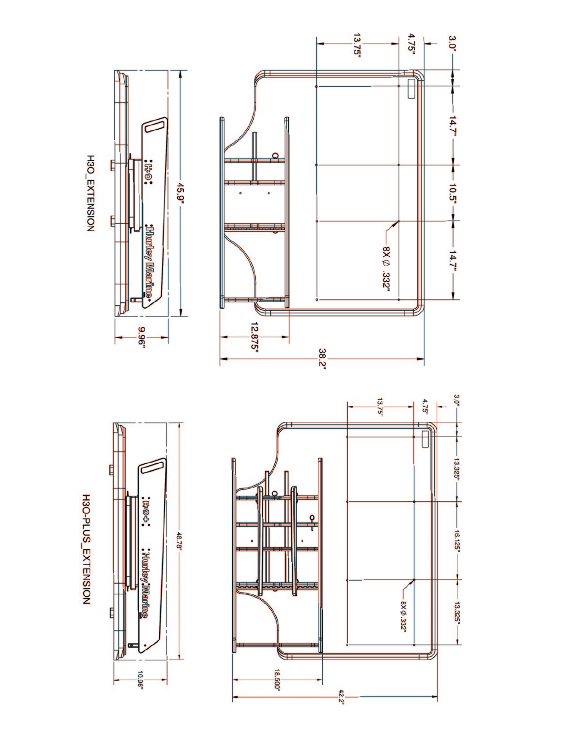## H3O_EXTENSION

45.9"

9.96"

12.875"

38.2"

3.0"

4.75"

13.75"

14.7"

10.5"

14.7"

8X Ø .332"

## H3O-PLUS_EXTENSION

48.78"

10.96"

18.500"

42.2"

3.0"

4.75"

13.75"

13.325"

16.125"

13.325"

8X Ø .332"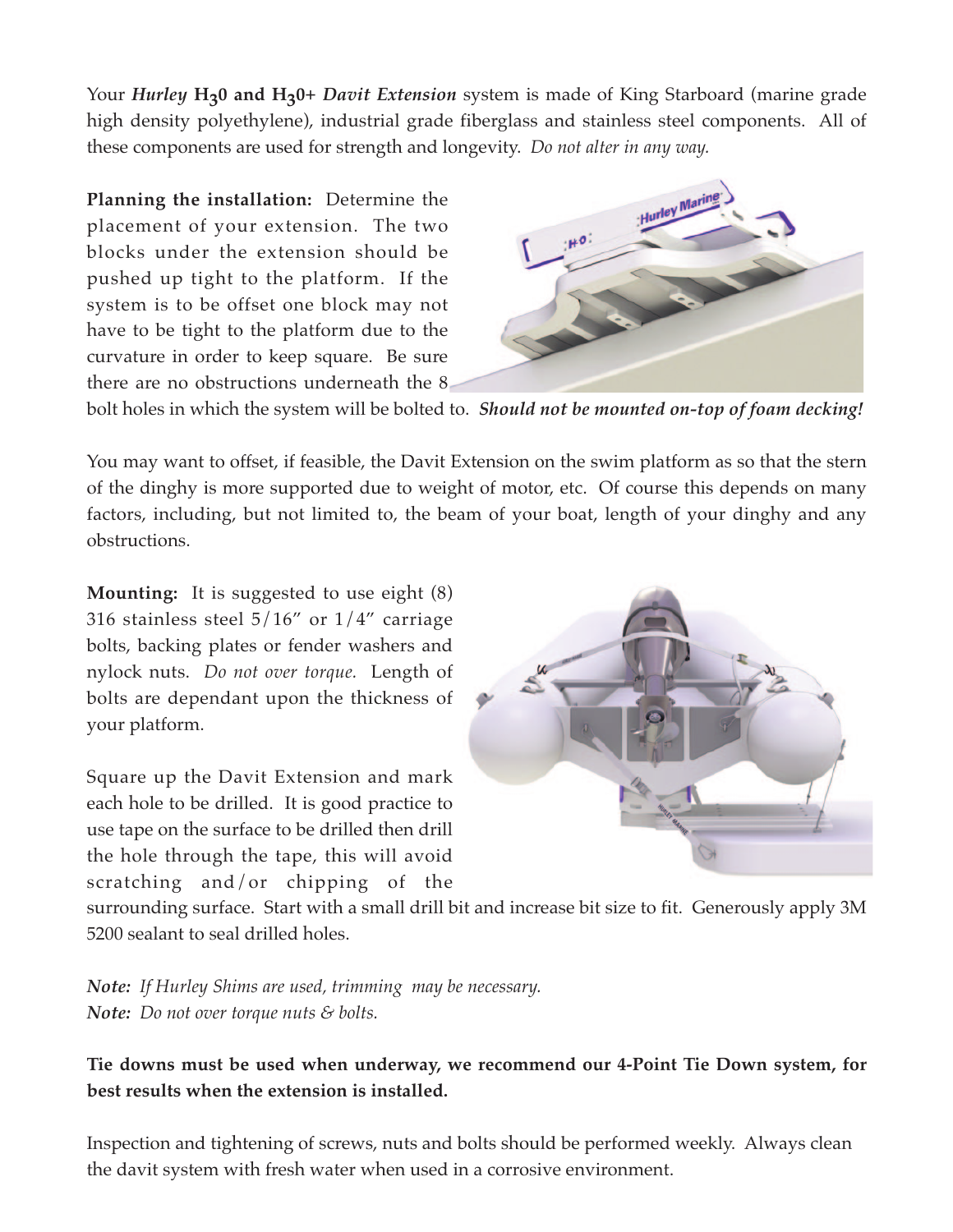Your ***Hurley*** **$H_3$0 and $H_3$0+** ***Davit Extension*** system is made of King Starboard (marine grade high density polyethylene), industrial grade fiberglass and stainless steel components. All of these components are used for strength and longevity. *Do not alter in any way.*

**Planning the installation:** Determine the placement of your extension. The two blocks under the extension should be pushed up tight to the platform. If the system is to be offset one block may not have to be tight to the platform due to the curvature in order to keep square. Be sure there are no obstructions underneath the 8 bolt holes in which the system will be bolted to. ***Should not be mounted on-top of foam decking!***

You may want to offset, if feasible, the Davit Extension on the swim platform as so that the stern of the dinghy is more supported due to weight of motor, etc. Of course this depends on many factors, including, but not limited to, the beam of your boat, length of your dinghy and any obstructions.

**Mounting:** It is suggested to use eight (8) 316 stainless steel 5/16" or 1/4" carriage bolts, backing plates or fender washers and nylock nuts. *Do not over torque.* Length of bolts are dependant upon the thickness of your platform.

Square up the Davit Extension and mark each hole to be drilled. It is good practice to use tape on the surface to be drilled then drill the hole through the tape, this will avoid scratching and/or chipping of the surrounding surface. Start with a small drill bit and increase bit size to fit. Generously apply 3M 5200 sealant to seal drilled holes.

***Note:*** *If Hurley Shims are used, trimming may be necessary.*
***Note:*** *Do not over torque nuts & bolts.*

**Tie downs must be used when underway, we recommend our 4-Point Tie Down system, for best results when the extension is installed.**

Inspection and tightening of screws, nuts and bolts should be performed weekly. Always clean the davit system with fresh water when used in a corrosive environment.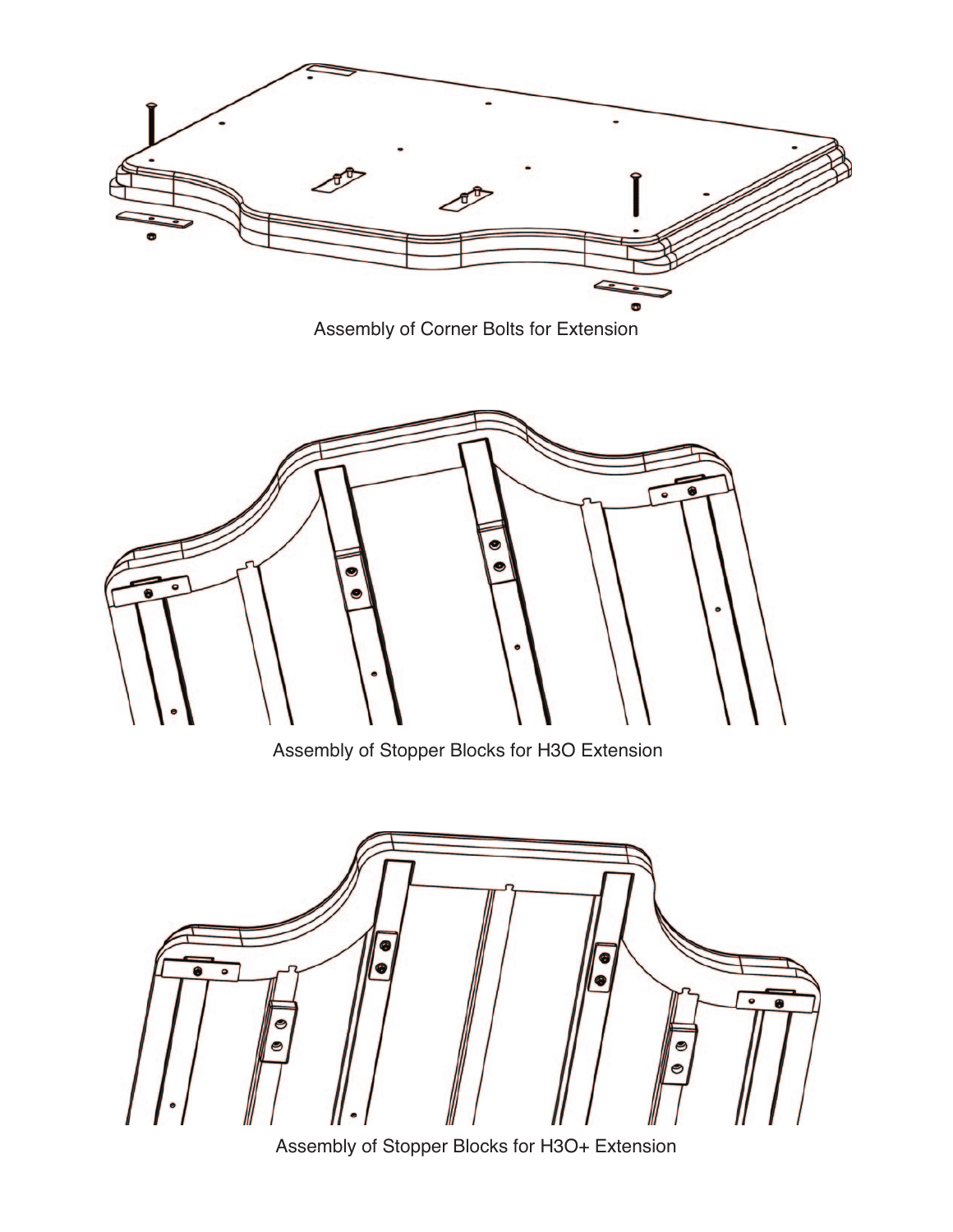Assembly of Corner Bolts for Extension

Assembly of Stopper Blocks for H3O Extension

Assembly of Stopper Blocks for H3O+ Extension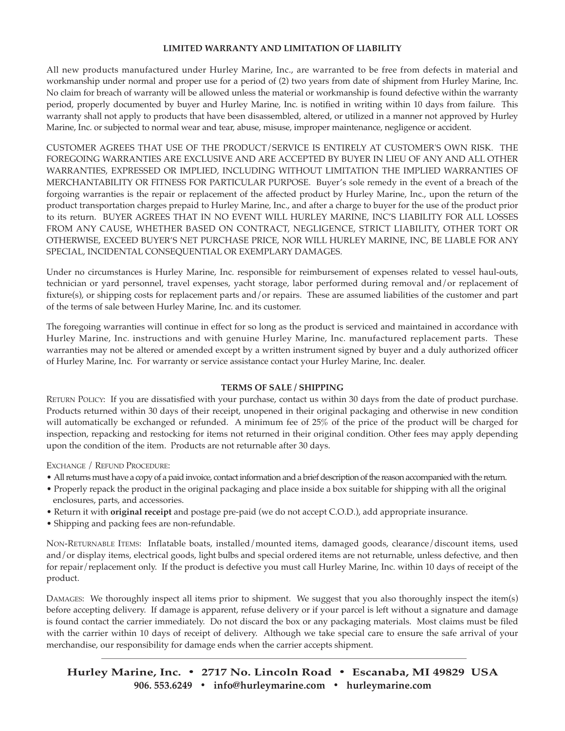## LIMITED WARRANTY AND LIMITATION OF LIABILITY

All new products manufactured under Hurley Marine, Inc., are warranted to be free from defects in material and workmanship under normal and proper use for a period of (2) two years from date of shipment from Hurley Marine, Inc. No claim for breach of warranty will be allowed unless the material or workmanship is found defective within the warranty period, properly documented by buyer and Hurley Marine, Inc. is notified in writing within 10 days from failure. This warranty shall not apply to products that have been disassembled, altered, or utilized in a manner not approved by Hurley Marine, Inc. or subjected to normal wear and tear, abuse, misuse, improper maintenance, negligence or accident.

CUSTOMER AGREES THAT USE OF THE PRODUCT/SERVICE IS ENTIRELY AT CUSTOMER'S OWN RISK. THE FOREGOING WARRANTIES ARE EXCLUSIVE AND ARE ACCEPTED BY BUYER IN LIEU OF ANY AND ALL OTHER WARRANTIES, EXPRESSED OR IMPLIED, INCLUDING WITHOUT LIMITATION THE IMPLIED WARRANTIES OF MERCHANTABILITY OR FITNESS FOR PARTICULAR PURPOSE. Buyer's sole remedy in the event of a breach of the forgoing warranties is the repair or replacement of the affected product by Hurley Marine, Inc., upon the return of the product transportation charges prepaid to Hurley Marine, Inc., and after a charge to buyer for the use of the product prior to its return. BUYER AGREES THAT IN NO EVENT WILL HURLEY MARINE, INC'S LIABILITY FOR ALL LOSSES FROM ANY CAUSE, WHETHER BASED ON CONTRACT, NEGLIGENCE, STRICT LIABILITY, OTHER TORT OR OTHERWISE, EXCEED BUYER'S NET PURCHASE PRICE, NOR WILL HURLEY MARINE, INC, BE LIABLE FOR ANY SPECIAL, INCIDENTAL CONSEQUENTIAL OR EXEMPLARY DAMAGES.

Under no circumstances is Hurley Marine, Inc. responsible for reimbursement of expenses related to vessel haul-outs, technician or yard personnel, travel expenses, yacht storage, labor performed during removal and/or replacement of fixture(s), or shipping costs for replacement parts and/or repairs. These are assumed liabilities of the customer and part of the terms of sale between Hurley Marine, Inc. and its customer.

The foregoing warranties will continue in effect for so long as the product is serviced and maintained in accordance with Hurley Marine, Inc. instructions and with genuine Hurley Marine, Inc. manufactured replacement parts. These warranties may not be altered or amended except by a written instrument signed by buyer and a duly authorized officer of Hurley Marine, Inc. For warranty or service assistance contact your Hurley Marine, Inc. dealer.

## TERMS OF SALE / SHIPPING

RETURN POLICY: If you are dissatisfied with your purchase, contact us within 30 days from the date of product purchase. Products returned within 30 days of their receipt, unopened in their original packaging and otherwise in new condition will automatically be exchanged or refunded. A minimum fee of 25% of the price of the product will be charged for inspection, repacking and restocking for items not returned in their original condition. Other fees may apply depending upon the condition of the item. Products are not returnable after 30 days.

EXCHANGE / REFUND PROCEDURE:

- All returns must have a copy of a paid invoice, contact information and a brief description of the reason accompanied with the return.
- Properly repack the product in the original packaging and place inside a box suitable for shipping with all the original enclosures, parts, and accessories.
- Return it with **original receipt** and postage pre-paid (we do not accept C.O.D.), add appropriate insurance.
- Shipping and packing fees are non-refundable.

NON-RETURNABLE ITEMS: Inflatable boats, installed/mounted items, damaged goods, clearance/discount items, used and/or display items, electrical goods, light bulbs and special ordered items are not returnable, unless defective, and then for repair/replacement only. If the product is defective you must call Hurley Marine, Inc. within 10 days of receipt of the product.

DAMAGES: We thoroughly inspect all items prior to shipment. We suggest that you also thoroughly inspect the item(s) before accepting delivery. If damage is apparent, refuse delivery or if your parcel is left without a signature and damage is found contact the carrier immediately. Do not discard the box or any packaging materials. Most claims must be filed with the carrier within 10 days of receipt of delivery. Although we take special care to ensure the safe arrival of your merchandise, our responsibility for damage ends when the carrier accepts shipment.

---

**Hurley Marine, Inc. • 2717 No. Lincoln Road • Escanaba, MI 49829 USA**
**906. 553.6249 • info@hurleymarine.com • hurleymarine.com**